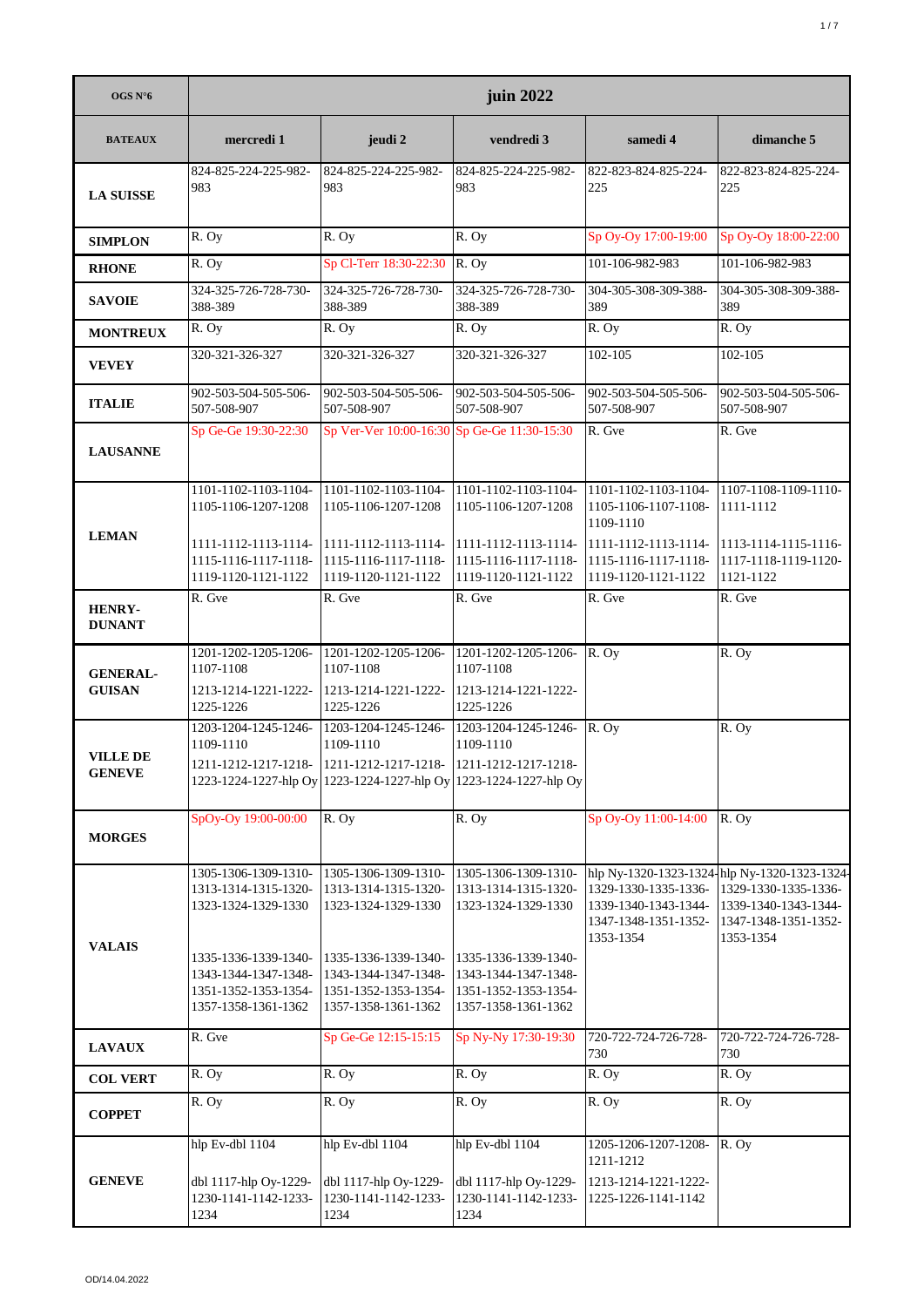| OGS N°6 | juin 2022 | | | | |
|---|---|---|---|---|---|
| **BATEAUX** | **mercredi 1** | **jeudi 2** | **vendredi 3** | **samedi 4** | **dimanche 5** |
| **LA SUISSE** | 824-825-224-225-982-983 | 824-825-224-225-982-983 | 824-825-224-225-982-983 | 822-823-824-825-224-225 | 822-823-824-825-224-225 |
| **SIMPLON** | R. Oy | R. Oy | R. Oy | Sp Oy-Oy 17:00-19:00 | Sp Oy-Oy 18:00-22:00 |
| **RHONE** | R. Oy | Sp Cl-Terr 18:30-22:30 | R. Oy | 101-106-982-983 | 101-106-982-983 |
| **SAVOIE** | 324-325-726-728-730-388-389 | 324-325-726-728-730-388-389 | 324-325-726-728-730-388-389 | 304-305-308-309-388-389 | 304-305-308-309-388-389 |
| **MONTREUX** | R. Oy | R. Oy | R. Oy | R. Oy | R. Oy |
| **VEVEY** | 320-321-326-327 | 320-321-326-327 | 320-321-326-327 | 102-105 | 102-105 |
| **ITALIE** | 902-503-504-505-506-507-508-907 | 902-503-504-505-506-507-508-907 | 902-503-504-505-506-507-508-907 | 902-503-504-505-506-507-508-907 | 902-503-504-505-506-507-508-907 |
| **LAUSANNE** | Sp Ge-Ge 19:30-22:30 | Sp Ver-Ver 10:00-16:30 | Sp Ge-Ge 11:30-15:30 | R. Gve | R. Gve |
| **LEMAN** | 1101-1102-1103-1104-1105-1106-1207-1208<br>1111-1112-1113-1114-1115-1116-1117-1118-1119-1120-1121-1122 | 1101-1102-1103-1104-1105-1106-1207-1208<br>1111-1112-1113-1114-1115-1116-1117-1118-1119-1120-1121-1122 | 1101-1102-1103-1104-1105-1106-1207-1208<br>1111-1112-1113-1114-1115-1116-1117-1118-1119-1120-1121-1122 | 1101-1102-1103-1104-1105-1106-1107-1108-1109-1110<br>1111-1112-1113-1114-1115-1116-1117-1118-1119-1120-1121-1122 | 1107-1108-1109-1110-1111-1112<br>1113-1114-1115-1116-1117-1118-1119-1120-1121-1122 |
| **HENRY-DUNANT** | R. Gve | R. Gve | R. Gve | R. Gve | R. Gve |
| **GENERAL-GUISAN** | 1201-1202-1205-1206-1107-1108<br>1213-1214-1221-1222-1225-1226 | 1201-1202-1205-1206-1107-1108<br>1213-1214-1221-1222-1225-1226 | 1201-1202-1205-1206-1107-1108<br>1213-1214-1221-1222-1225-1226 | R. Oy | R. Oy |
| **VILLE DE GENEVE** | 1203-1204-1245-1246-1109-1110<br>1211-1212-1217-1218-1223-1224-1227-hlp Oy | 1203-1204-1245-1246-1109-1110<br>1211-1212-1217-1218-1223-1224-1227-hlp Oy | 1203-1204-1245-1246-1109-1110<br>1211-1212-1217-1218-1223-1224-1227-hlp Oy | R. Oy | R. Oy |
| **MORGES** | SpOy-Oy 19:00-00:00 | R. Oy | R. Oy | Sp Oy-Oy 11:00-14:00 | R. Oy |
| **VALAIS** | 1305-1306-1309-1310-1313-1314-1315-1320-1323-1324-1329-1330<br>1335-1336-1339-1340-1343-1344-1347-1348-1351-1352-1353-1354-1357-1358-1361-1362 | 1305-1306-1309-1310-1313-1314-1315-1320-1323-1324-1329-1330<br>1335-1336-1339-1340-1343-1344-1347-1348-1351-1352-1353-1354-1357-1358-1361-1362 | 1305-1306-1309-1310-1313-1314-1315-1320-1323-1324-1329-1330<br>1335-1336-1339-1340-1343-1344-1347-1348-1351-1352-1353-1354-1357-1358-1361-1362 | hlp Ny-1320-1323-1324-1329-1330-1335-1336-1339-1340-1343-1344-1347-1348-1351-1352-1353-1354 | hlp Ny-1320-1323-1324-1329-1330-1335-1336-1339-1340-1343-1344-1347-1348-1351-1352-1353-1354 |
| **LAVAUX** | R. Gve | Sp Ge-Ge 12:15-15:15 | Sp Ny-Ny 17:30-19:30 | 720-722-724-726-728-730 | 720-722-724-726-728-730 |
| **COL VERT** | R. Oy | R. Oy | R. Oy | R. Oy | R. Oy |
| **COPPET** | R. Oy | R. Oy | R. Oy | R. Oy | R. Oy |
| **GENEVE** | hlp Ev-dbl 1104<br>dbl 1117-hlp Oy-1229-1230-1141-1142-1233-1234 | hlp Ev-dbl 1104<br>dbl 1117-hlp Oy-1229-1230-1141-1142-1233-1234 | hlp Ev-dbl 1104<br>dbl 1117-hlp Oy-1229-1230-1141-1142-1233-1234 | 1205-1206-1207-1208-1211-1212<br>1213-1214-1221-1222-1225-1226-1141-1142 | R. Oy |

OD/14.04.2022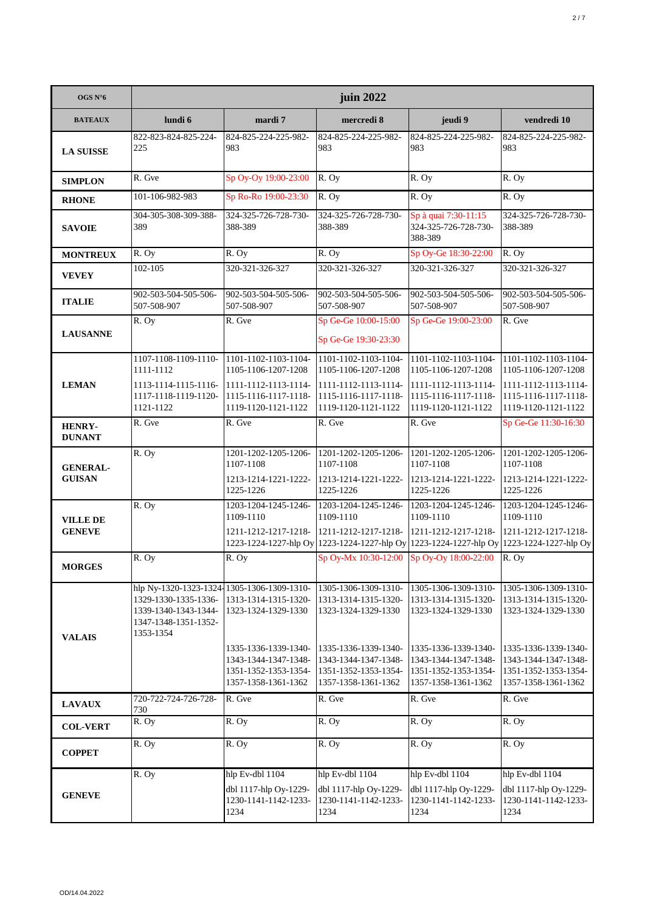| OGS N°6 | juin 2022 | | | | |
|---|---|---|---|---|---|
| **BATEAUX** | **lundi 6** | **mardi 7** | **mercredi 8** | **jeudi 9** | **vendredi 10** |
| **LA SUISSE** | 822-823-824-825-224-225 | 824-825-224-225-982-983 | 824-825-224-225-982-983 | 824-825-224-225-982-983 | 824-825-224-225-982-983 |
| **SIMPLON** | R. Gve | Sp Oy-Oy 19:00-23:00 | R. Oy | R. Oy | R. Oy |
| **RHONE** | 101-106-982-983 | Sp Ro-Ro 19:00-23:30 | R. Oy | R. Oy | R. Oy |
| **SAVOIE** | 304-305-308-309-388-389 | 324-325-726-728-730-388-389 | 324-325-726-728-730-388-389 | Sp à quai 7:30-11:15 324-325-726-728-730-388-389 | 324-325-726-728-730-388-389 |
| **MONTREUX** | R. Oy | R. Oy | R. Oy | Sp Oy-Ge 18:30-22:00 | R. Oy |
| **VEVEY** | 102-105 | 320-321-326-327 | 320-321-326-327 | 320-321-326-327 | 320-321-326-327 |
| **ITALIE** | 902-503-504-505-506-507-508-907 | 902-503-504-505-506-507-508-907 | 902-503-504-505-506-507-508-907 | 902-503-504-505-506-507-508-907 | 902-503-504-505-506-507-508-907 |
| **LAUSANNE** | R. Oy | R. Gve | Sp Ge-Ge 10:00-15:00 Sp Ge-Ge 19:30-23:30 | Sp Ge-Ge 19:00-23:00 | R. Gve |
| **LEMAN** | 1107-1108-1109-1110-1111-1112 1113-1114-1115-1116-1117-1118-1119-1120-1121-1122 | 1101-1102-1103-1104-1105-1106-1207-1208 1111-1112-1113-1114-1115-1116-1117-1118-1119-1120-1121-1122 | 1101-1102-1103-1104-1105-1106-1207-1208 1111-1112-1113-1114-1115-1116-1117-1118-1119-1120-1121-1122 | 1101-1102-1103-1104-1105-1106-1207-1208 1111-1112-1113-1114-1115-1116-1117-1118-1119-1120-1121-1122 | 1101-1102-1103-1104-1105-1106-1207-1208 1111-1112-1113-1114-1115-1116-1117-1118-1119-1120-1121-1122 |
| **HENRY-DUNANT** | R. Gve | R. Gve | R. Gve | R. Gve | Sp Ge-Ge 11:30-16:30 |
| **GENERAL-GUISAN** | R. Oy | 1201-1202-1205-1206-1107-1108 1213-1214-1221-1222-1225-1226 | 1201-1202-1205-1206-1107-1108 1213-1214-1221-1222-1225-1226 | 1201-1202-1205-1206-1107-1108 1213-1214-1221-1222-1225-1226 | 1201-1202-1205-1206-1107-1108 1213-1214-1221-1222-1225-1226 |
| **VILLE DE GENEVE** | R. Oy | 1203-1204-1245-1246-1109-1110 1211-1212-1217-1218-1223-1224-1227-hlp Oy | 1203-1204-1245-1246-1109-1110 1211-1212-1217-1218-1223-1224-1227-hlp Oy | 1203-1204-1245-1246-1109-1110 1211-1212-1217-1218-1223-1224-1227-hlp Oy | 1203-1204-1245-1246-1109-1110 1211-1212-1217-1218-1223-1224-1227-hlp Oy |
| **MORGES** | R. Oy | R. Oy | Sp Oy-Mx 10:30-12:00 | Sp Oy-Oy 18:00-22:00 | R. Oy |
| **VALAIS** | hlp Ny-1320-1323-1324-1329-1330-1335-1336-1339-1340-1343-1344-1347-1348-1351-1352-1353-1354 | 1305-1306-1309-1310-1313-1314-1315-1320-1323-1324-1329-1330 1335-1336-1339-1340-1343-1344-1347-1348-1351-1352-1353-1354-1357-1358-1361-1362 | 1305-1306-1309-1310-1313-1314-1315-1320-1323-1324-1329-1330 1335-1336-1339-1340-1343-1344-1347-1348-1351-1352-1353-1354-1357-1358-1361-1362 | 1305-1306-1309-1310-1313-1314-1315-1320-1323-1324-1329-1330 1335-1336-1339-1340-1343-1344-1347-1348-1351-1352-1353-1354-1357-1358-1361-1362 | 1305-1306-1309-1310-1313-1314-1315-1320-1323-1324-1329-1330 1335-1336-1339-1340-1343-1344-1347-1348-1351-1352-1353-1354-1357-1358-1361-1362 |
| **LAVAUX** | 720-722-724-726-728-730 | R. Gve | R. Gve | R. Gve | R. Gve |
| **COL-VERT** | R. Oy | R. Oy | R. Oy | R. Oy | R. Oy |
| **COPPET** | R. Oy | R. Oy | R. Oy | R. Oy | R. Oy |
| **GENEVE** | R. Oy | hlp Ev-dbl 1104 dbl 1117-hlp Oy-1229-1230-1141-1142-1233-1234 | hlp Ev-dbl 1104 dbl 1117-hlp Oy-1229-1230-1141-1142-1233-1234 | hlp Ev-dbl 1104 dbl 1117-hlp Oy-1229-1230-1141-1142-1233-1234 | hlp Ev-dbl 1104 dbl 1117-hlp Oy-1229-1230-1141-1142-1233-1234 |

OD/14.04.2022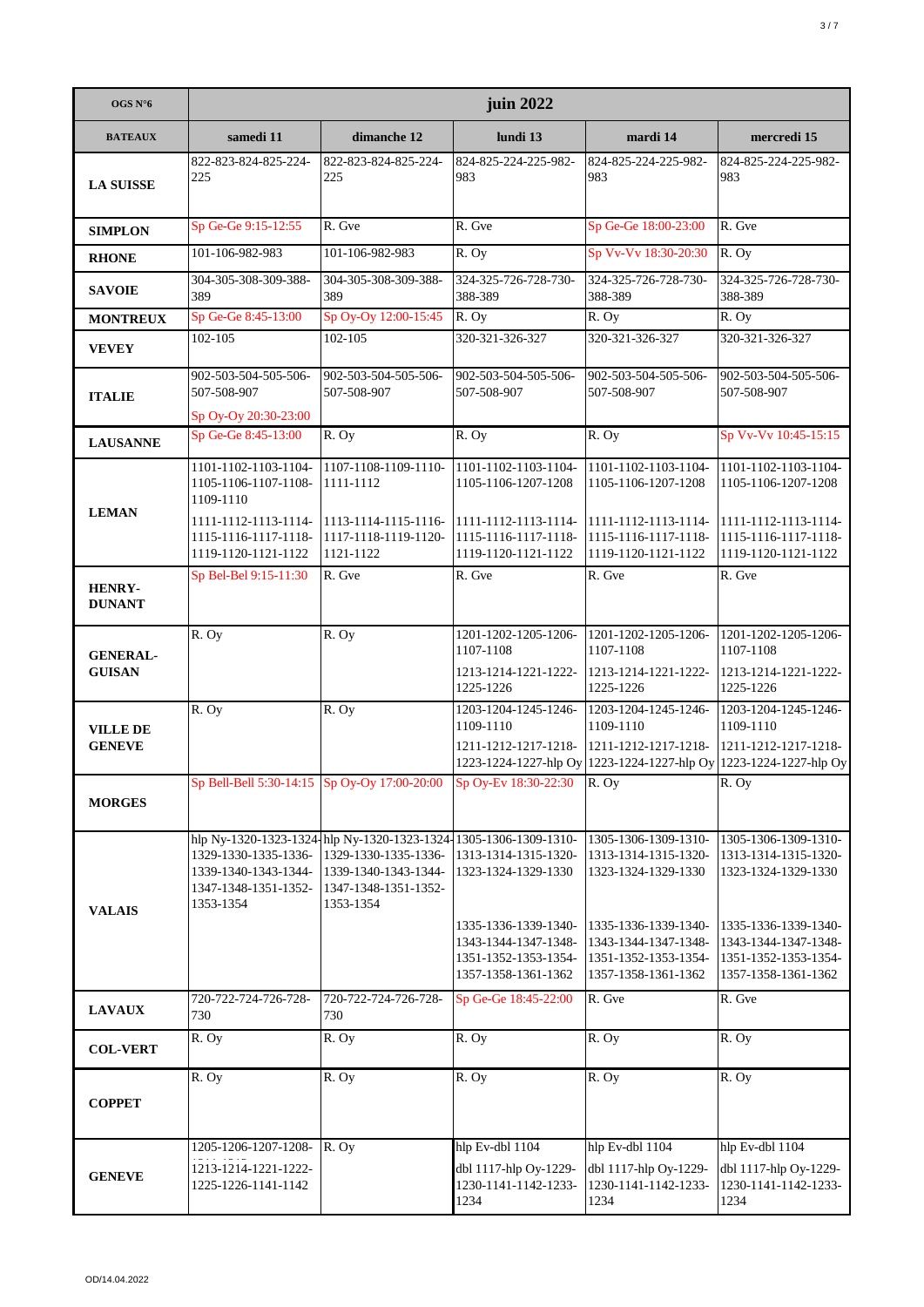| OGS N°6 | juin 2022 | | | | |
|---|---|---|---|---|---|
| **BATEAUX** | **samedi 11** | **dimanche 12** | **lundi 13** | **mardi 14** | **mercredi 15** |
| **LA SUISSE** | 822-823-824-825-224-225 | 822-823-824-825-224-225 | 824-825-224-225-982-983 | 824-825-224-225-982-983 | 824-825-224-225-982-983 |
| **SIMPLON** | Sp Ge-Ge 9:15-12:55 | R. Gve | R. Gve | Sp Ge-Ge 18:00-23:00 | R. Gve |
| **RHONE** | 101-106-982-983 | 101-106-982-983 | R. Oy | Sp Vv-Vv 18:30-20:30 | R. Oy |
| **SAVOIE** | 304-305-308-309-388-389 | 304-305-308-309-388-389 | 324-325-726-728-730-388-389 | 324-325-726-728-730-388-389 | 324-325-726-728-730-388-389 |
| **MONTREUX** | Sp Ge-Ge 8:45-13:00 | Sp Oy-Oy 12:00-15:45 | R. Oy | R. Oy | R. Oy |
| **VEVEY** | 102-105 | 102-105 | 320-321-326-327 | 320-321-326-327 | 320-321-326-327 |
| **ITALIE** | 902-503-504-505-506-507-508-907 Sp Oy-Oy 20:30-23:00 | 902-503-504-505-506-507-508-907 | 902-503-504-505-506-507-508-907 | 902-503-504-505-506-507-508-907 | 902-503-504-505-506-507-508-907 |
| **LAUSANNE** | Sp Ge-Ge 8:45-13:00 | R. Oy | R. Oy | R. Oy | Sp Vv-Vv 10:45-15:15 |
| **LEMAN** | 1101-1102-1103-1104-1105-1106-1107-1108-1109-1110 1111-1112-1113-1114-1115-1116-1117-1118-1119-1120-1121-1122 | 1107-1108-1109-1110-1111-1112 1113-1114-1115-1116-1117-1118-1119-1120-1121-1122 | 1101-1102-1103-1104-1105-1106-1207-1208 1111-1112-1113-1114-1115-1116-1117-1118-1119-1120-1121-1122 | 1101-1102-1103-1104-1105-1106-1207-1208 1111-1112-1113-1114-1115-1116-1117-1118-1119-1120-1121-1122 | 1101-1102-1103-1104-1105-1106-1207-1208 1111-1112-1113-1114-1115-1116-1117-1118-1119-1120-1121-1122 |
| **HENRY-DUNANT** | Sp Bel-Bel 9:15-11:30 | R. Gve | R. Gve | R. Gve | R. Gve |
| **GENERAL-GUISAN** | R. Oy | R. Oy | 1201-1202-1205-1206-1107-1108 1213-1214-1221-1222-1225-1226 | 1201-1202-1205-1206-1107-1108 1213-1214-1221-1222-1225-1226 | 1201-1202-1205-1206-1107-1108 1213-1214-1221-1222-1225-1226 |
| **VILLE DE GENEVE** | R. Oy | R. Oy | 1203-1204-1245-1246-1109-1110 1211-1212-1217-1218-1223-1224-1227-hlp Oy | 1203-1204-1245-1246-1109-1110 1211-1212-1217-1218-1223-1224-1227-hlp Oy | 1203-1204-1245-1246-1109-1110 1211-1212-1217-1218-1223-1224-1227-hlp Oy |
| **MORGES** | Sp Bell-Bell 5:30-14:15 | Sp Oy-Oy 17:00-20:00 | Sp Oy-Ev 18:30-22:30 | R. Oy | R. Oy |
| **VALAIS** | hlp Ny-1320-1323-1324-1329-1330-1335-1336-1339-1340-1343-1344-1347-1348-1351-1352-1353-1354 | hlp Ny-1320-1323-1324-1329-1330-1335-1336-1339-1340-1343-1344-1347-1348-1351-1352-1353-1354 | 1305-1306-1309-1310-1313-1314-1315-1320-1323-1324-1329-1330 1335-1336-1339-1340-1343-1344-1347-1348-1351-1352-1353-1354-1357-1358-1361-1362 | 1305-1306-1309-1310-1313-1314-1315-1320-1323-1324-1329-1330 1335-1336-1339-1340-1343-1344-1347-1348-1351-1352-1353-1354-1357-1358-1361-1362 | 1305-1306-1309-1310-1313-1314-1315-1320-1323-1324-1329-1330 1335-1336-1339-1340-1343-1344-1347-1348-1351-1352-1353-1354-1357-1358-1361-1362 |
| **LAVAUX** | 720-722-724-726-728-730 | 720-722-724-726-728-730 | Sp Ge-Ge 18:45-22:00 | R. Gve | R. Gve |
| **COL-VERT** | R. Oy | R. Oy | R. Oy | R. Oy | R. Oy |
| **COPPET** | R. Oy | R. Oy | R. Oy | R. Oy | R. Oy |
| **GENEVE** | 1205-1206-1207-1208- 1213-1214-1221-1222-1225-1226-1141-1142 | R. Oy | hlp Ev-dbl 1104 dbl 1117-hlp Oy-1229-1230-1141-1142-1233-1234 | hlp Ev-dbl 1104 dbl 1117-hlp Oy-1229-1230-1141-1142-1233-1234 | hlp Ev-dbl 1104 dbl 1117-hlp Oy-1229-1230-1141-1142-1233-1234 |

OD/14.04.2022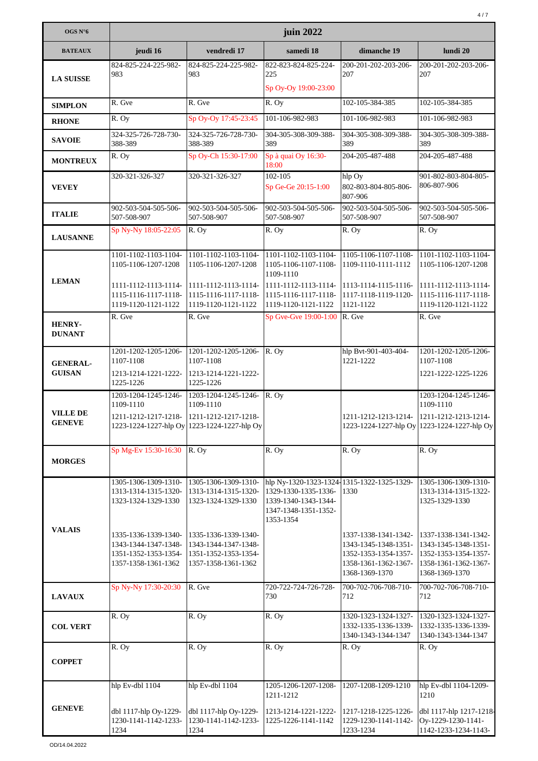| OGS N°6 | juin 2022 | | | | |
|---|---|---|---|---|---|
| **BATEAUX** | **jeudi 16** | **vendredi 17** | **samedi 18** | **dimanche 19** | **lundi 20** |
| **LA SUISSE** | 824-825-224-225-982-983 | 824-825-224-225-982-983 | 822-823-824-825-224-225 Sp Oy-Oy 19:00-23:00 | 200-201-202-203-206-207 | 200-201-202-203-206-207 |
| **SIMPLON** | R. Gve | R. Gve | R. Oy | 102-105-384-385 | 102-105-384-385 |
| **RHONE** | R. Oy | Sp Oy-Oy 17:45-23:45 | 101-106-982-983 | 101-106-982-983 | 101-106-982-983 |
| **SAVOIE** | 324-325-726-728-730-388-389 | 324-325-726-728-730-388-389 | 304-305-308-309-388-389 | 304-305-308-309-388-389 | 304-305-308-309-388-389 |
| **MONTREUX** | R. Oy | Sp Oy-Ch 15:30-17:00 | Sp à quai Oy 16:30-18:00 | 204-205-487-488 | 204-205-487-488 |
| **VEVEY** | 320-321-326-327 | 320-321-326-327 | 102-105 Sp Ge-Ge 20:15-1:00 | hlp Oy 802-803-804-805-806-807-906 | 901-802-803-804-805-806-807-906 |
| **ITALIE** | 902-503-504-505-506-507-508-907 | 902-503-504-505-506-507-508-907 | 902-503-504-505-506-507-508-907 | 902-503-504-505-506-507-508-907 | 902-503-504-505-506-507-508-907 |
| **LAUSANNE** | Sp Ny-Ny 18:05-22:05 | R. Oy | R. Oy | R. Oy | R. Oy |
| **LEMAN** | 1101-1102-1103-1104-1105-1106-1207-1208 1111-1112-1113-1114-1115-1116-1117-1118-1119-1120-1121-1122 | 1101-1102-1103-1104-1105-1106-1207-1208 1111-1112-1113-1114-1115-1116-1117-1118-1119-1120-1121-1122 | 1101-1102-1103-1104-1105-1106-1107-1108-1109-1110 1111-1112-1113-1114-1115-1116-1117-1118-1119-1120-1121-1122 | 1105-1106-1107-1108-1109-1110-1111-1112 1113-1114-1115-1116-1117-1118-1119-1120-1121-1122 | 1101-1102-1103-1104-1105-1106-1207-1208 1111-1112-1113-1114-1115-1116-1117-1118-1119-1120-1121-1122 |
| **HENRY-DUNANT** | R. Gve | R. Gve | Sp Gve-Gve 19:00-1:00 | R. Gve | R. Gve |
| **GENERAL-GUISAN** | 1201-1202-1205-1206-1107-1108 1213-1214-1221-1222-1225-1226 | 1201-1202-1205-1206-1107-1108 1213-1214-1221-1222-1225-1226 | R. Oy | hlp Bvt-901-403-404-1221-1222 | 1201-1202-1205-1206-1107-1108 1221-1222-1225-1226 |
| **VILLE DE GENEVE** | 1203-1204-1245-1246-1109-1110 1211-1212-1217-1218-1223-1224-1227-hlp Oy | 1203-1204-1245-1246-1109-1110 1211-1212-1217-1218-1223-1224-1227-hlp Oy | R. Oy | 1211-1212-1213-1214-1223-1224-1227-hlp Oy | 1203-1204-1245-1246-1109-1110 1211-1212-1213-1214-1223-1224-1227-hlp Oy |
| **MORGES** | Sp Mg-Ev 15:30-16:30 | R. Oy | R. Oy | R. Oy | R. Oy |
| **VALAIS** | 1305-1306-1309-1310-1313-1314-1315-1320-1323-1324-1329-1330 1335-1336-1339-1340-1343-1344-1347-1348-1351-1352-1353-1354-1357-1358-1361-1362 | 1305-1306-1309-1310-1313-1314-1315-1320-1323-1324-1329-1330 1335-1336-1339-1340-1343-1344-1347-1348-1351-1352-1353-1354-1357-1358-1361-1362 | hlp Ny-1320-1323-1324-1329-1330-1335-1336-1339-1340-1343-1344-1347-1348-1351-1352-1353-1354 | 1315-1322-1325-1329-1330 1337-1338-1341-1342-1343-1345-1348-1351-1352-1353-1354-1357-1358-1361-1362-1367-1368-1369-1370 | 1305-1306-1309-1310-1313-1314-1315-1322-1325-1329-1330 1337-1338-1341-1342-1343-1345-1348-1351-1352-1353-1354-1357-1358-1361-1362-1367-1368-1369-1370 |
| **LAVAUX** | Sp Ny-Ny 17:30-20:30 | R. Gve | 720-722-724-726-728-730 | 700-702-706-708-710-712 | 700-702-706-708-710-712 |
| **COL VERT** | R. Oy | R. Oy | R. Oy | 1320-1323-1324-1327-1332-1335-1336-1339-1340-1343-1344-1347 | 1320-1323-1324-1327-1332-1335-1336-1339-1340-1343-1344-1347 |
| **COPPET** | R. Oy | R. Oy | R. Oy | R. Oy | R. Oy |
| **GENEVE** | hlp Ev-dbl 1104 dbl 1117-hlp Oy-1229-1230-1141-1142-1233-1234 | hlp Ev-dbl 1104 dbl 1117-hlp Oy-1229-1230-1141-1142-1233-1234 | 1205-1206-1207-1208-1211-1212 1213-1214-1221-1222-1225-1226-1141-1142 | 1207-1208-1209-1210 1217-1218-1225-1226-1229-1230-1141-1142-1233-1234 | hlp Ev-dbl 1104-1209-1210 dbl 1117-hlp 1217-1218-Oy-1229-1230-1141-1142-1233-1234-1143- |

OD/14.04.2022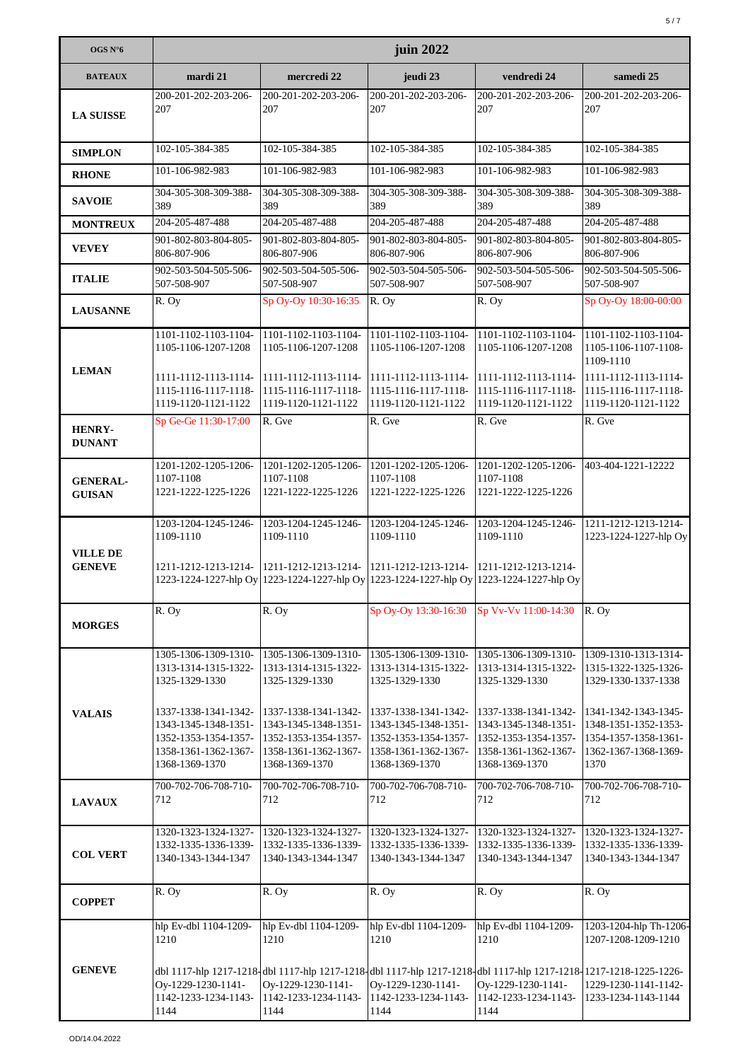| OGS N°6 | juin 2022 | | | | |
|---|---|---|---|---|---|
| **BATEAUX** | **mardi 21** | **mercredi 22** | **jeudi 23** | **vendredi 24** | **samedi 25** |
| **LA SUISSE** | 200-201-202-203-206-207 | 200-201-202-203-206-207 | 200-201-202-203-206-207 | 200-201-202-203-206-207 | 200-201-202-203-206-207 |
| **SIMPLON** | 102-105-384-385 | 102-105-384-385 | 102-105-384-385 | 102-105-384-385 | 102-105-384-385 |
| **RHONE** | 101-106-982-983 | 101-106-982-983 | 101-106-982-983 | 101-106-982-983 | 101-106-982-983 |
| **SAVOIE** | 304-305-308-309-388-389 | 304-305-308-309-388-389 | 304-305-308-309-388-389 | 304-305-308-309-388-389 | 304-305-308-309-388-389 |
| **MONTREUX** | 204-205-487-488 | 204-205-487-488 | 204-205-487-488 | 204-205-487-488 | 204-205-487-488 |
| **VEVEY** | 901-802-803-804-805-806-807-906 | 901-802-803-804-805-806-807-906 | 901-802-803-804-805-806-807-906 | 901-802-803-804-805-806-807-906 | 901-802-803-804-805-806-807-906 |
| **ITALIE** | 902-503-504-505-506-507-508-907 | 902-503-504-505-506-507-508-907 | 902-503-504-505-506-507-508-907 | 902-503-504-505-506-507-508-907 | 902-503-504-505-506-507-508-907 |
| **LAUSANNE** | R. Oy | Sp Oy-Oy 10:30-16:35 | R. Oy | R. Oy | Sp Oy-Oy 18:00-00:00 |
| **LEMAN** | 1101-1102-1103-1104-1105-1106-1207-1208<br><br>1111-1112-1113-1114-1115-1116-1117-1118-1119-1120-1121-1122 | 1101-1102-1103-1104-1105-1106-1207-1208<br><br>1111-1112-1113-1114-1115-1116-1117-1118-1119-1120-1121-1122 | 1101-1102-1103-1104-1105-1106-1207-1208<br><br>1111-1112-1113-1114-1115-1116-1117-1118-1119-1120-1121-1122 | 1101-1102-1103-1104-1105-1106-1207-1208<br><br>1111-1112-1113-1114-1115-1116-1117-1118-1119-1120-1121-1122 | 1101-1102-1103-1104-1105-1106-1107-1108-1109-1110<br><br>1111-1112-1113-1114-1115-1116-1117-1118-1119-1120-1121-1122 |
| **HENRY-DUNANT** | Sp Ge-Ge 11:30-17:00 | R. Gve | R. Gve | R. Gve | R. Gve |
| **GENERAL-GUISAN** | 1201-1202-1205-1206-1107-1108<br>1221-1222-1225-1226 | 1201-1202-1205-1206-1107-1108<br>1221-1222-1225-1226 | 1201-1202-1205-1206-1107-1108<br>1221-1222-1225-1226 | 1201-1202-1205-1206-1107-1108<br>1221-1222-1225-1226 | 403-404-1221-12222 |
| **VILLE DE GENEVE** | 1203-1204-1245-1246-1109-1110<br><br>1211-1212-1213-1214-1223-1224-1227-hlp Oy | 1203-1204-1245-1246-1109-1110<br><br>1211-1212-1213-1214-1223-1224-1227-hlp Oy | 1203-1204-1245-1246-1109-1110<br><br>1211-1212-1213-1214-1223-1224-1227-hlp Oy | 1203-1204-1245-1246-1109-1110<br><br>1211-1212-1213-1214-1223-1224-1227-hlp Oy | 1211-1212-1213-1214-1223-1224-1227-hlp Oy |
| **MORGES** | R. Oy | R. Oy | Sp Oy-Oy 13:30-16:30 | Sp Vv-Vv 11:00-14:30 | R. Oy |
| **VALAIS** | 1305-1306-1309-1310-1313-1314-1315-1322-1325-1329-1330<br><br>1337-1338-1341-1342-1343-1345-1348-1351-1352-1353-1354-1357-1358-1361-1362-1367-1368-1369-1370 | 1305-1306-1309-1310-1313-1314-1315-1322-1325-1329-1330<br><br>1337-1338-1341-1342-1343-1345-1348-1351-1352-1353-1354-1357-1358-1361-1362-1367-1368-1369-1370 | 1305-1306-1309-1310-1313-1314-1315-1322-1325-1329-1330<br><br>1337-1338-1341-1342-1343-1345-1348-1351-1352-1353-1354-1357-1358-1361-1362-1367-1368-1369-1370 | 1305-1306-1309-1310-1313-1314-1315-1322-1325-1329-1330<br><br>1337-1338-1341-1342-1343-1345-1348-1351-1352-1353-1354-1357-1358-1361-1362-1367-1368-1369-1370 | 1309-1310-1313-1314-1315-1322-1325-1326-1329-1330-1337-1338<br><br>1341-1342-1343-1345-1348-1351-1352-1353-1354-1357-1358-1361-1362-1367-1368-1369-1370 |
| **LAVAUX** | 700-702-706-708-710-712 | 700-702-706-708-710-712 | 700-702-706-708-710-712 | 700-702-706-708-710-712 | 700-702-706-708-710-712 |
| **COL VERT** | 1320-1323-1324-1327-1332-1335-1336-1339-1340-1343-1344-1347 | 1320-1323-1324-1327-1332-1335-1336-1339-1340-1343-1344-1347 | 1320-1323-1324-1327-1332-1335-1336-1339-1340-1343-1344-1347 | 1320-1323-1324-1327-1332-1335-1336-1339-1340-1343-1344-1347 | 1320-1323-1324-1327-1332-1335-1336-1339-1340-1343-1344-1347 |
| **COPPET** | R. Oy | R. Oy | R. Oy | R. Oy | R. Oy |
| **GENEVE** | hlp Ev-dbl 1104-1209-1210<br><br>dbl 1117-hlp 1217-1218-Oy-1229-1230-1141-1142-1233-1234-1143-1144 | hlp Ev-dbl 1104-1209-1210<br><br>dbl 1117-hlp 1217-1218-Oy-1229-1230-1141-1142-1233-1234-1143-1144 | hlp Ev-dbl 1104-1209-1210<br><br>dbl 1117-hlp 1217-1218-Oy-1229-1230-1141-1142-1233-1234-1143-1144 | hlp Ev-dbl 1104-1209-1210<br><br>dbl 1117-hlp 1217-1218-Oy-1229-1230-1141-1142-1233-1234-1143-1144 | 1203-1204-hlp Th-1206-1207-1208-1209-1210<br><br>1217-1218-1225-1226-1229-1230-1141-1142-1233-1234-1143-1144 |

OD/14.04.2022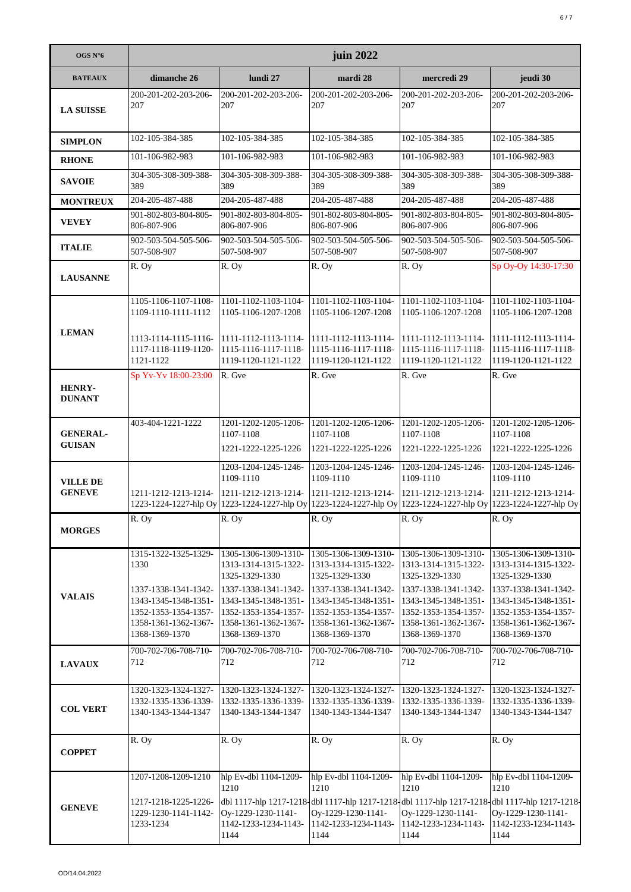| OGS N°6 | juin 2022 | | | | |
|---|---|---|---|---|---|
| **BATEAUX** | **dimanche 26** | **lundi 27** | **mardi 28** | **mercredi 29** | **jeudi 30** |
| **LA SUISSE** | 200-201-202-203-206-207 | 200-201-202-203-206-207 | 200-201-202-203-206-207 | 200-201-202-203-206-207 | 200-201-202-203-206-207 |
| **SIMPLON** | 102-105-384-385 | 102-105-384-385 | 102-105-384-385 | 102-105-384-385 | 102-105-384-385 |
| **RHONE** | 101-106-982-983 | 101-106-982-983 | 101-106-982-983 | 101-106-982-983 | 101-106-982-983 |
| **SAVOIE** | 304-305-308-309-388-389 | 304-305-308-309-388-389 | 304-305-308-309-388-389 | 304-305-308-309-388-389 | 304-305-308-309-388-389 |
| **MONTREUX** | 204-205-487-488 | 204-205-487-488 | 204-205-487-488 | 204-205-487-488 | 204-205-487-488 |
| **VEVEY** | 901-802-803-804-805-806-807-906 | 901-802-803-804-805-806-807-906 | 901-802-803-804-805-806-807-906 | 901-802-803-804-805-806-807-906 | 901-802-803-804-805-806-807-906 |
| **ITALIE** | 902-503-504-505-506-507-508-907 | 902-503-504-505-506-507-508-907 | 902-503-504-505-506-507-508-907 | 902-503-504-505-506-507-508-907 | 902-503-504-505-506-507-508-907 |
| **LAUSANNE** | R. Oy | R. Oy | R. Oy | R. Oy | Sp Oy-Oy 14:30-17:30 |
| **LEMAN** | 1105-1106-1107-1108-1109-1110-1111-1112 1113-1114-1115-1116-1117-1118-1119-1120-1121-1122 | 1101-1102-1103-1104-1105-1106-1207-1208 1111-1112-1113-1114-1115-1116-1117-1118-1119-1120-1121-1122 | 1101-1102-1103-1104-1105-1106-1207-1208 1111-1112-1113-1114-1115-1116-1117-1118-1119-1120-1121-1122 | 1101-1102-1103-1104-1105-1106-1207-1208 1111-1112-1113-1114-1115-1116-1117-1118-1119-1120-1121-1122 | 1101-1102-1103-1104-1105-1106-1207-1208 1111-1112-1113-1114-1115-1116-1117-1118-1119-1120-1121-1122 |
| **HENRY-DUNANT** | Sp Yv-Yv 18:00-23:00 | R. Gve | R. Gve | R. Gve | R. Gve |
| **GENERAL-GUISAN** | 403-404-1221-1222 | 1201-1202-1205-1206-1107-1108 1221-1222-1225-1226 | 1201-1202-1205-1206-1107-1108 1221-1222-1225-1226 | 1201-1202-1205-1206-1107-1108 1221-1222-1225-1226 | 1201-1202-1205-1206-1107-1108 1221-1222-1225-1226 |
| **VILLE DE GENEVE** | 1211-1212-1213-1214-1223-1224-1227-hlp Oy | 1203-1204-1245-1246-1109-1110 1211-1212-1213-1214-1223-1224-1227-hlp Oy | 1203-1204-1245-1246-1109-1110 1211-1212-1213-1214-1223-1224-1227-hlp Oy | 1203-1204-1245-1246-1109-1110 1211-1212-1213-1214-1223-1224-1227-hlp Oy | 1203-1204-1245-1246-1109-1110 1211-1212-1213-1214-1223-1224-1227-hlp Oy |
| **MORGES** | R. Oy | R. Oy | R. Oy | R. Oy | R. Oy |
| **VALAIS** | 1315-1322-1325-1329-1330 1337-1338-1341-1342-1343-1345-1348-1351-1352-1353-1354-1357-1358-1361-1362-1367-1368-1369-1370 | 1305-1306-1309-1310-1313-1314-1315-1322-1325-1329-1330 1337-1338-1341-1342-1343-1345-1348-1351-1352-1353-1354-1357-1358-1361-1362-1367-1368-1369-1370 | 1305-1306-1309-1310-1313-1314-1315-1322-1325-1329-1330 1337-1338-1341-1342-1343-1345-1348-1351-1352-1353-1354-1357-1358-1361-1362-1367-1368-1369-1370 | 1305-1306-1309-1310-1313-1314-1315-1322-1325-1329-1330 1337-1338-1341-1342-1343-1345-1348-1351-1352-1353-1354-1357-1358-1361-1362-1367-1368-1369-1370 | 1305-1306-1309-1310-1313-1314-1315-1322-1325-1329-1330 1337-1338-1341-1342-1343-1345-1348-1351-1352-1353-1354-1357-1358-1361-1362-1367-1368-1369-1370 |
| **LAVAUX** | 700-702-706-708-710-712 | 700-702-706-708-710-712 | 700-702-706-708-710-712 | 700-702-706-708-710-712 | 700-702-706-708-710-712 |
| **COL VERT** | 1320-1323-1324-1327-1332-1335-1336-1339-1340-1343-1344-1347 | 1320-1323-1324-1327-1332-1335-1336-1339-1340-1343-1344-1347 | 1320-1323-1324-1327-1332-1335-1336-1339-1340-1343-1344-1347 | 1320-1323-1324-1327-1332-1335-1336-1339-1340-1343-1344-1347 | 1320-1323-1324-1327-1332-1335-1336-1339-1340-1343-1344-1347 |
| **COPPET** | R. Oy | R. Oy | R. Oy | R. Oy | R. Oy |
| **GENEVE** | 1207-1208-1209-1210 1217-1218-1225-1226-1229-1230-1141-1142-1233-1234 | hlp Ev-dbl 1104-1209-1210 dbl 1117-hlp 1217-1218-Oy-1229-1230-1141-1142-1233-1234-1143-1144 | hlp Ev-dbl 1104-1209-1210 dbl 1117-hlp 1217-1218-Oy-1229-1230-1141-1142-1233-1234-1143-1144 | hlp Ev-dbl 1104-1209-1210 dbl 1117-hlp 1217-1218-Oy-1229-1230-1141-1142-1233-1234-1143-1144 | hlp Ev-dbl 1104-1209-1210 dbl 1117-hlp 1217-1218-Oy-1229-1230-1141-1142-1233-1234-1143-1144 |

OD/14.04.2022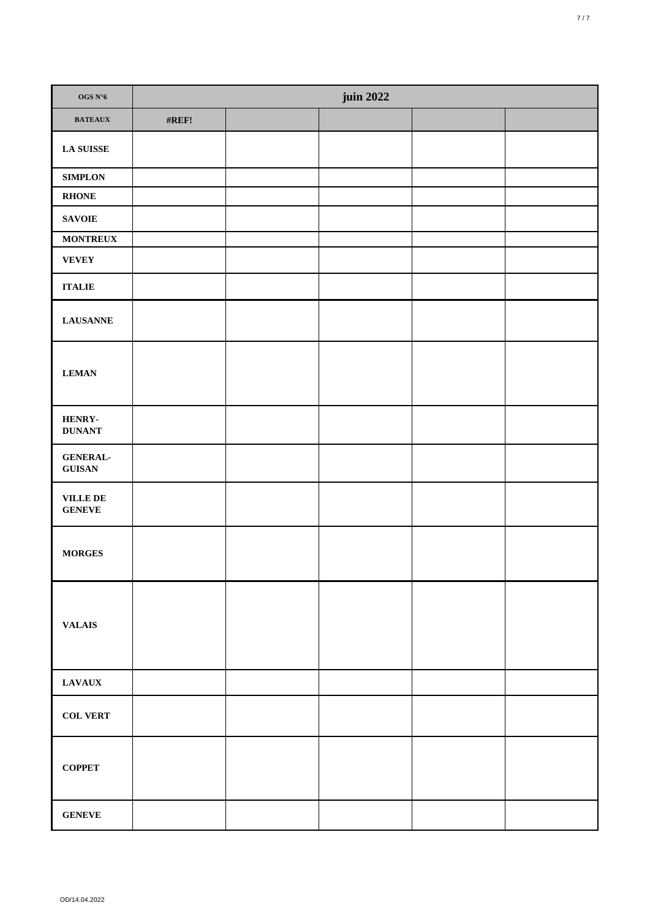| OGS N°6 | juin 2022 | | | | |
|---|---|---|---|---|---|
| BATEAUX | #REF! | | | | |
| LA SUISSE | | | | | |
| SIMPLON | | | | | |
| RHONE | | | | | |
| SAVOIE | | | | | |
| MONTREUX | | | | | |
| VEVEY | | | | | |
| ITALIE | | | | | |
| LAUSANNE | | | | | |
| LEMAN | | | | | |
| HENRY-DUNANT | | | | | |
| GENERAL-GUISAN | | | | | |
| VILLE DE GENEVE | | | | | |
| MORGES | | | | | |
| VALAIS | | | | | |
| LAVAUX | | | | | |
| COL VERT | | | | | |
| COPPET | | | | | |
| GENEVE | | | | | |

OD/14.04.2022